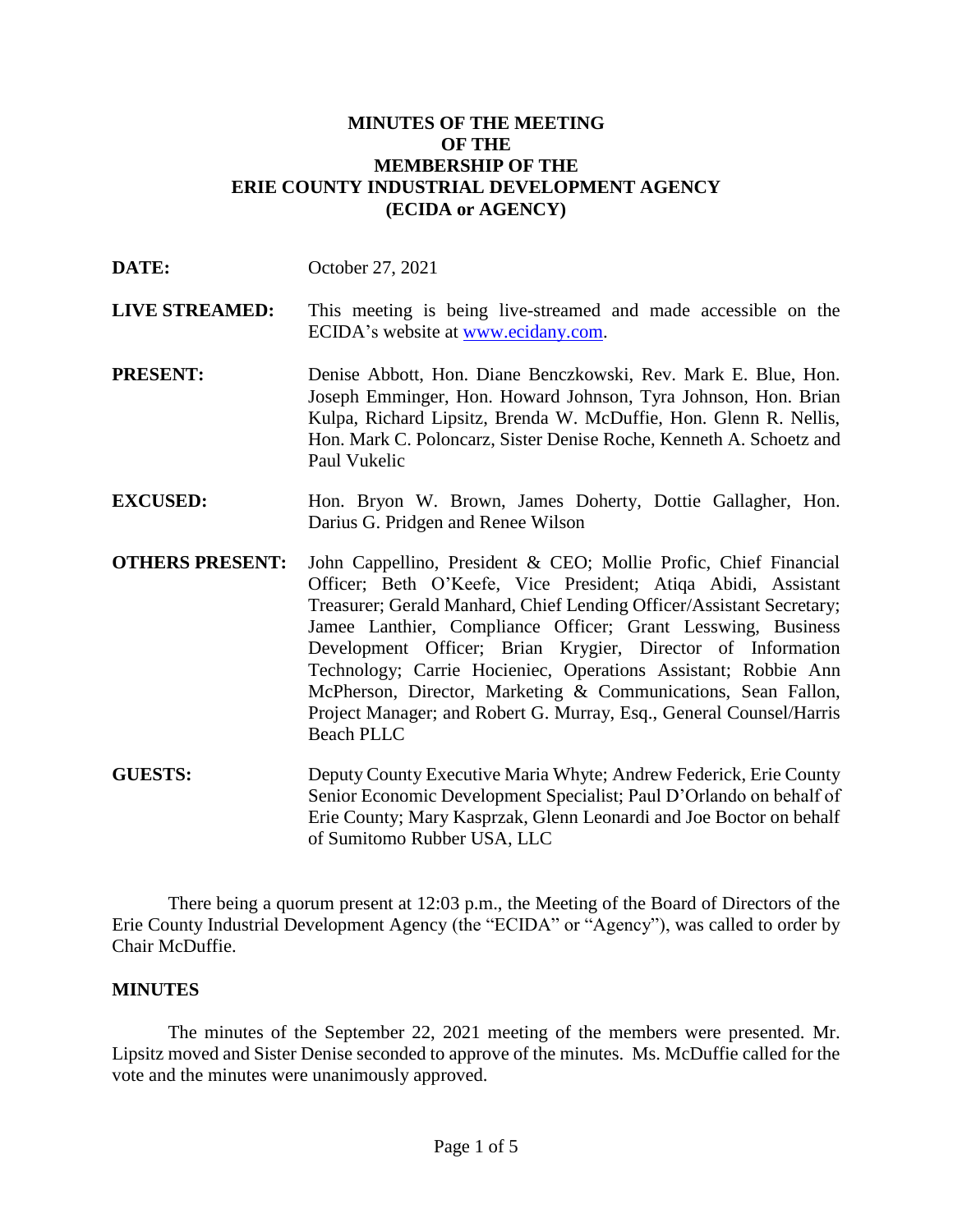# MINUTES OF THE MEETING OF THE MEMBERSHIP OF THE ERIE COUNTY INDUSTRIAL DEVELOPMENT AGENCY (ECIDA or AGENCY)

**DATE:** October 27, 2021

**LIVE STREAMED:** This meeting is being live-streamed and made accessible on the ECIDA's website at www.ecidany.com.

**PRESENT:** Denise Abbott, Hon. Diane Benczkowski, Rev. Mark E. Blue, Hon. Joseph Emminger, Hon. Howard Johnson, Tyra Johnson, Hon. Brian Kulpa, Richard Lipsitz, Brenda W. McDuffie, Hon. Glenn R. Nellis, Hon. Mark C. Poloncarz, Sister Denise Roche, Kenneth A. Schoetz and Paul Vukelic

**EXCUSED:** Hon. Bryon W. Brown, James Doherty, Dottie Gallagher, Hon. Darius G. Pridgen and Renee Wilson

**OTHERS PRESENT:** John Cappellino, President & CEO; Mollie Profic, Chief Financial Officer; Beth O'Keefe, Vice President; Atiqa Abidi, Assistant Treasurer; Gerald Manhard, Chief Lending Officer/Assistant Secretary; Jamee Lanthier, Compliance Officer; Grant Lesswing, Business Development Officer; Brian Krygier, Director of Information Technology; Carrie Hocieniec, Operations Assistant; Robbie Ann McPherson, Director, Marketing & Communications, Sean Fallon, Project Manager; and Robert G. Murray, Esq., General Counsel/Harris Beach PLLC

**GUESTS:** Deputy County Executive Maria Whyte; Andrew Federick, Erie County Senior Economic Development Specialist; Paul D'Orlando on behalf of Erie County; Mary Kasprzak, Glenn Leonardi and Joe Boctor on behalf of Sumitomo Rubber USA, LLC

There being a quorum present at 12:03 p.m., the Meeting of the Board of Directors of the Erie County Industrial Development Agency (the "ECIDA" or "Agency"), was called to order by Chair McDuffie.

## MINUTES

The minutes of the September 22, 2021 meeting of the members were presented. Mr. Lipsitz moved and Sister Denise seconded to approve of the minutes. Ms. McDuffie called for the vote and the minutes were unanimously approved.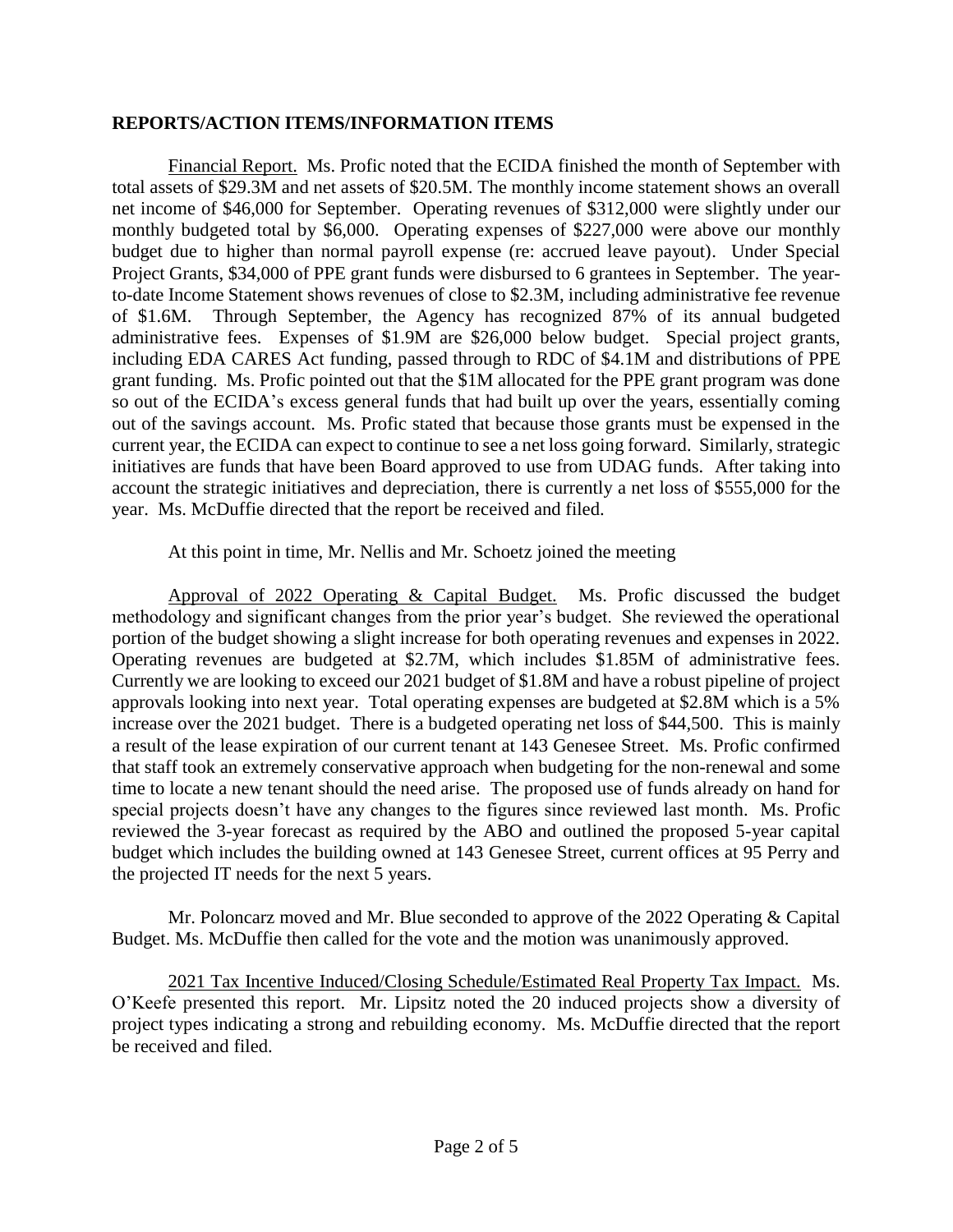**REPORTS/ACTION ITEMS/INFORMATION ITEMS**

Financial Report. Ms. Profic noted that the ECIDA finished the month of September with total assets of $29.3M and net assets of $20.5M. The monthly income statement shows an overall net income of $46,000 for September. Operating revenues of $312,000 were slightly under our monthly budgeted total by $6,000. Operating expenses of $227,000 were above our monthly budget due to higher than normal payroll expense (re: accrued leave payout). Under Special Project Grants, $34,000 of PPE grant funds were disbursed to 6 grantees in September. The year-to-date Income Statement shows revenues of close to $2.3M, including administrative fee revenue of $1.6M. Through September, the Agency has recognized 87% of its annual budgeted administrative fees. Expenses of $1.9M are $26,000 below budget. Special project grants, including EDA CARES Act funding, passed through to RDC of $4.1M and distributions of PPE grant funding. Ms. Profic pointed out that the $1M allocated for the PPE grant program was done so out of the ECIDA's excess general funds that had built up over the years, essentially coming out of the savings account. Ms. Profic stated that because those grants must be expensed in the current year, the ECIDA can expect to continue to see a net loss going forward. Similarly, strategic initiatives are funds that have been Board approved to use from UDAG funds. After taking into account the strategic initiatives and depreciation, there is currently a net loss of $555,000 for the year. Ms. McDuffie directed that the report be received and filed.

At this point in time, Mr. Nellis and Mr. Schoetz joined the meeting

Approval of 2022 Operating & Capital Budget. Ms. Profic discussed the budget methodology and significant changes from the prior year's budget. She reviewed the operational portion of the budget showing a slight increase for both operating revenues and expenses in 2022. Operating revenues are budgeted at $2.7M, which includes $1.85M of administrative fees. Currently we are looking to exceed our 2021 budget of $1.8M and have a robust pipeline of project approvals looking into next year. Total operating expenses are budgeted at $2.8M which is a 5% increase over the 2021 budget. There is a budgeted operating net loss of $44,500. This is mainly a result of the lease expiration of our current tenant at 143 Genesee Street. Ms. Profic confirmed that staff took an extremely conservative approach when budgeting for the non-renewal and some time to locate a new tenant should the need arise. The proposed use of funds already on hand for special projects doesn't have any changes to the figures since reviewed last month. Ms. Profic reviewed the 3-year forecast as required by the ABO and outlined the proposed 5-year capital budget which includes the building owned at 143 Genesee Street, current offices at 95 Perry and the projected IT needs for the next 5 years.

Mr. Poloncarz moved and Mr. Blue seconded to approve of the 2022 Operating & Capital Budget. Ms. McDuffie then called for the vote and the motion was unanimously approved.

2021 Tax Incentive Induced/Closing Schedule/Estimated Real Property Tax Impact. Ms. O'Keefe presented this report. Mr. Lipsitz noted the 20 induced projects show a diversity of project types indicating a strong and rebuilding economy. Ms. McDuffie directed that the report be received and filed.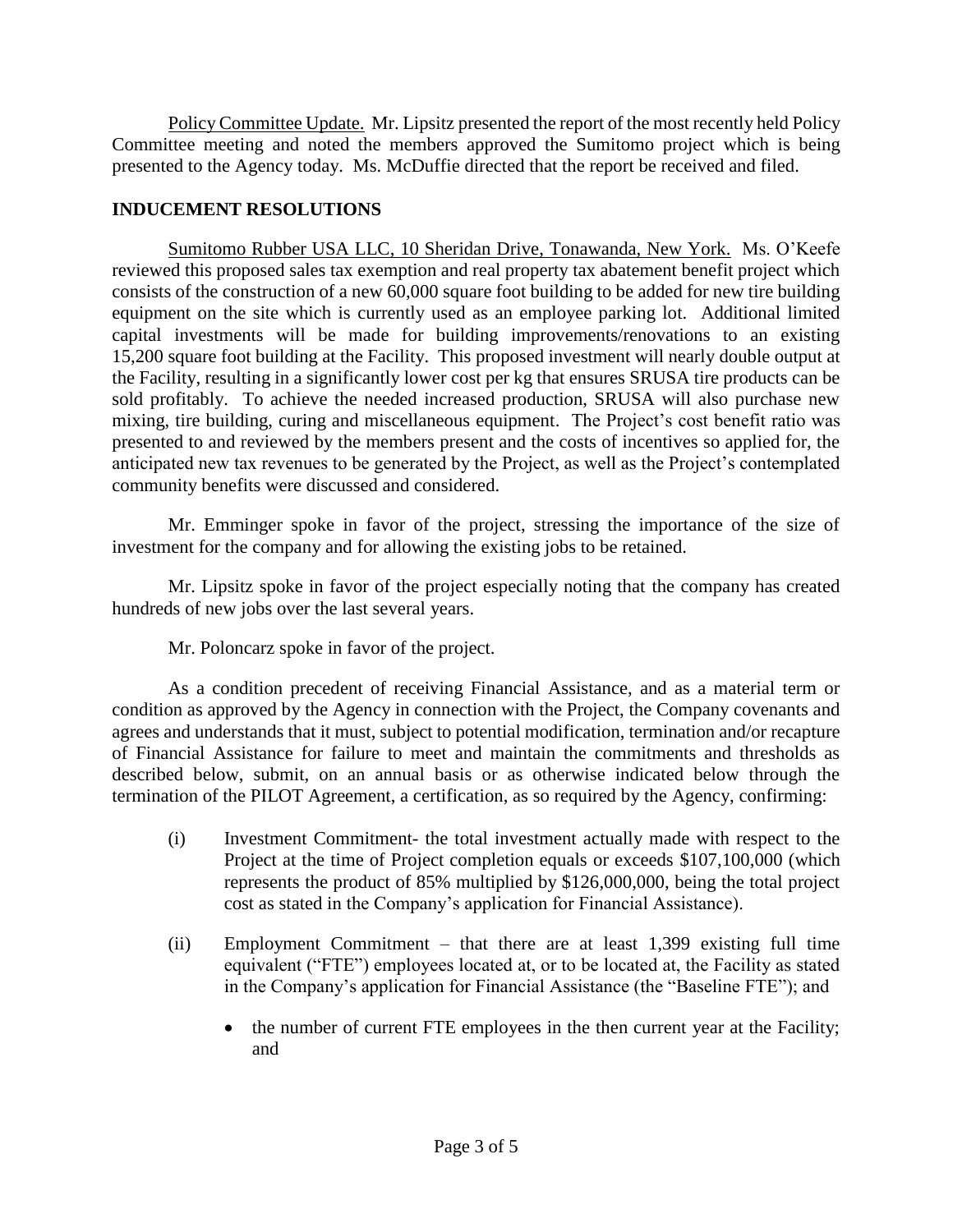Policy Committee Update. Mr. Lipsitz presented the report of the most recently held Policy Committee meeting and noted the members approved the Sumitomo project which is being presented to the Agency today. Ms. McDuffie directed that the report be received and filed.

## INDUCEMENT RESOLUTIONS

Sumitomo Rubber USA LLC, 10 Sheridan Drive, Tonawanda, New York. Ms. O'Keefe reviewed this proposed sales tax exemption and real property tax abatement benefit project which consists of the construction of a new 60,000 square foot building to be added for new tire building equipment on the site which is currently used as an employee parking lot. Additional limited capital investments will be made for building improvements/renovations to an existing 15,200 square foot building at the Facility. This proposed investment will nearly double output at the Facility, resulting in a significantly lower cost per kg that ensures SRUSA tire products can be sold profitably. To achieve the needed increased production, SRUSA will also purchase new mixing, tire building, curing and miscellaneous equipment. The Project's cost benefit ratio was presented to and reviewed by the members present and the costs of incentives so applied for, the anticipated new tax revenues to be generated by the Project, as well as the Project's contemplated community benefits were discussed and considered.

Mr. Emminger spoke in favor of the project, stressing the importance of the size of investment for the company and for allowing the existing jobs to be retained.

Mr. Lipsitz spoke in favor of the project especially noting that the company has created hundreds of new jobs over the last several years.

Mr. Poloncarz spoke in favor of the project.

As a condition precedent of receiving Financial Assistance, and as a material term or condition as approved by the Agency in connection with the Project, the Company covenants and agrees and understands that it must, subject to potential modification, termination and/or recapture of Financial Assistance for failure to meet and maintain the commitments and thresholds as described below, submit, on an annual basis or as otherwise indicated below through the termination of the PILOT Agreement, a certification, as so required by the Agency, confirming:

(i) Investment Commitment- the total investment actually made with respect to the Project at the time of Project completion equals or exceeds $107,100,000 (which represents the product of 85% multiplied by $126,000,000, being the total project cost as stated in the Company's application for Financial Assistance).

(ii) Employment Commitment – that there are at least 1,399 existing full time equivalent ("FTE") employees located at, or to be located at, the Facility as stated in the Company's application for Financial Assistance (the "Baseline FTE"); and

- the number of current FTE employees in the then current year at the Facility; and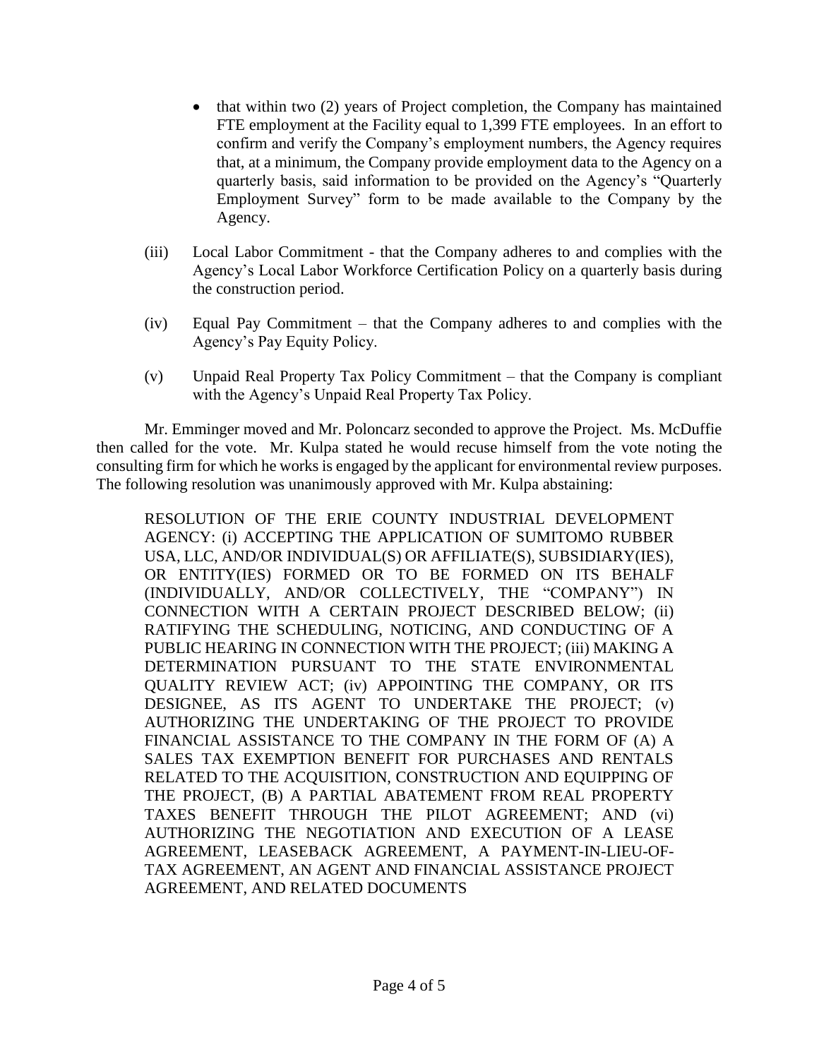- that within two (2) years of Project completion, the Company has maintained FTE employment at the Facility equal to 1,399 FTE employees. In an effort to confirm and verify the Company's employment numbers, the Agency requires that, at a minimum, the Company provide employment data to the Agency on a quarterly basis, said information to be provided on the Agency's "Quarterly Employment Survey" form to be made available to the Company by the Agency.

(iii) Local Labor Commitment - that the Company adheres to and complies with the Agency's Local Labor Workforce Certification Policy on a quarterly basis during the construction period.

(iv) Equal Pay Commitment – that the Company adheres to and complies with the Agency's Pay Equity Policy.

(v) Unpaid Real Property Tax Policy Commitment – that the Company is compliant with the Agency's Unpaid Real Property Tax Policy.

Mr. Emminger moved and Mr. Poloncarz seconded to approve the Project. Ms. McDuffie then called for the vote. Mr. Kulpa stated he would recuse himself from the vote noting the consulting firm for which he works is engaged by the applicant for environmental review purposes. The following resolution was unanimously approved with Mr. Kulpa abstaining:

> RESOLUTION OF THE ERIE COUNTY INDUSTRIAL DEVELOPMENT AGENCY: (i) ACCEPTING THE APPLICATION OF SUMITOMO RUBBER USA, LLC, AND/OR INDIVIDUAL(S) OR AFFILIATE(S), SUBSIDIARY(IES), OR ENTITY(IES) FORMED OR TO BE FORMED ON ITS BEHALF (INDIVIDUALLY, AND/OR COLLECTIVELY, THE "COMPANY") IN CONNECTION WITH A CERTAIN PROJECT DESCRIBED BELOW; (ii) RATIFYING THE SCHEDULING, NOTICING, AND CONDUCTING OF A PUBLIC HEARING IN CONNECTION WITH THE PROJECT; (iii) MAKING A DETERMINATION PURSUANT TO THE STATE ENVIRONMENTAL QUALITY REVIEW ACT; (iv) APPOINTING THE COMPANY, OR ITS DESIGNEE, AS ITS AGENT TO UNDERTAKE THE PROJECT; (v) AUTHORIZING THE UNDERTAKING OF THE PROJECT TO PROVIDE FINANCIAL ASSISTANCE TO THE COMPANY IN THE FORM OF (A) A SALES TAX EXEMPTION BENEFIT FOR PURCHASES AND RENTALS RELATED TO THE ACQUISITION, CONSTRUCTION AND EQUIPPING OF THE PROJECT, (B) A PARTIAL ABATEMENT FROM REAL PROPERTY TAXES BENEFIT THROUGH THE PILOT AGREEMENT; AND (vi) AUTHORIZING THE NEGOTIATION AND EXECUTION OF A LEASE AGREEMENT, LEASEBACK AGREEMENT, A PAYMENT-IN-LIEU-OF-TAX AGREEMENT, AN AGENT AND FINANCIAL ASSISTANCE PROJECT AGREEMENT, AND RELATED DOCUMENTS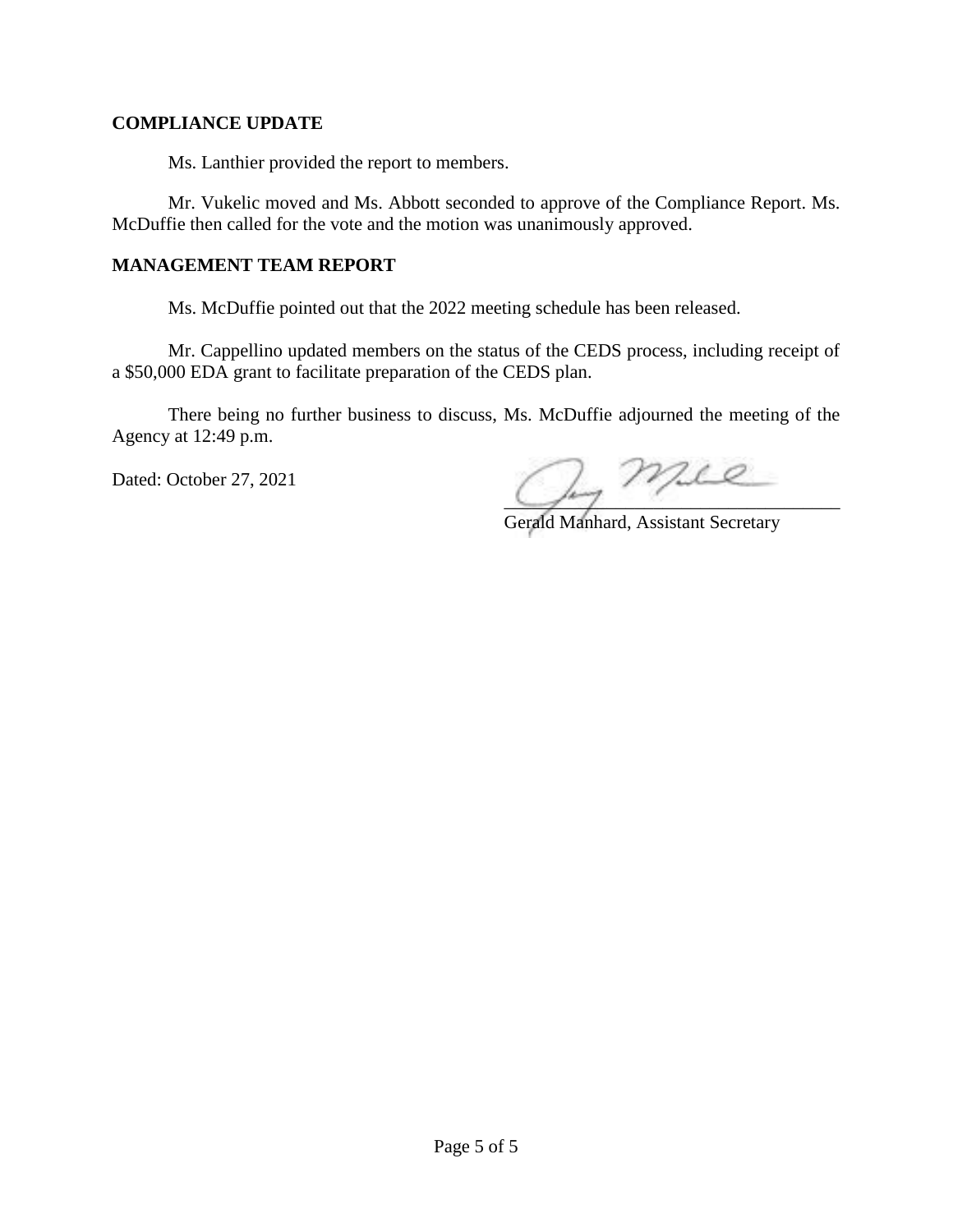**COMPLIANCE UPDATE**

Ms. Lanthier provided the report to members.

Mr. Vukelic moved and Ms. Abbott seconded to approve of the Compliance Report. Ms. McDuffie then called for the vote and the motion was unanimously approved.

**MANAGEMENT TEAM REPORT**

Ms. McDuffie pointed out that the 2022 meeting schedule has been released.

Mr. Cappellino updated members on the status of the CEDS process, including receipt of a $50,000 EDA grant to facilitate preparation of the CEDS plan.

There being no further business to discuss, Ms. McDuffie adjourned the meeting of the Agency at 12:49 p.m.

Dated: October 27, 2021

\_\_\_\_\_\_\_\_\_\_\_\_\_\_\_\_\_\_\_\_\_\_\_\_\_\_\_\_\_\_\_\_\_\_\_
Gerald Manhard, Assistant Secretary